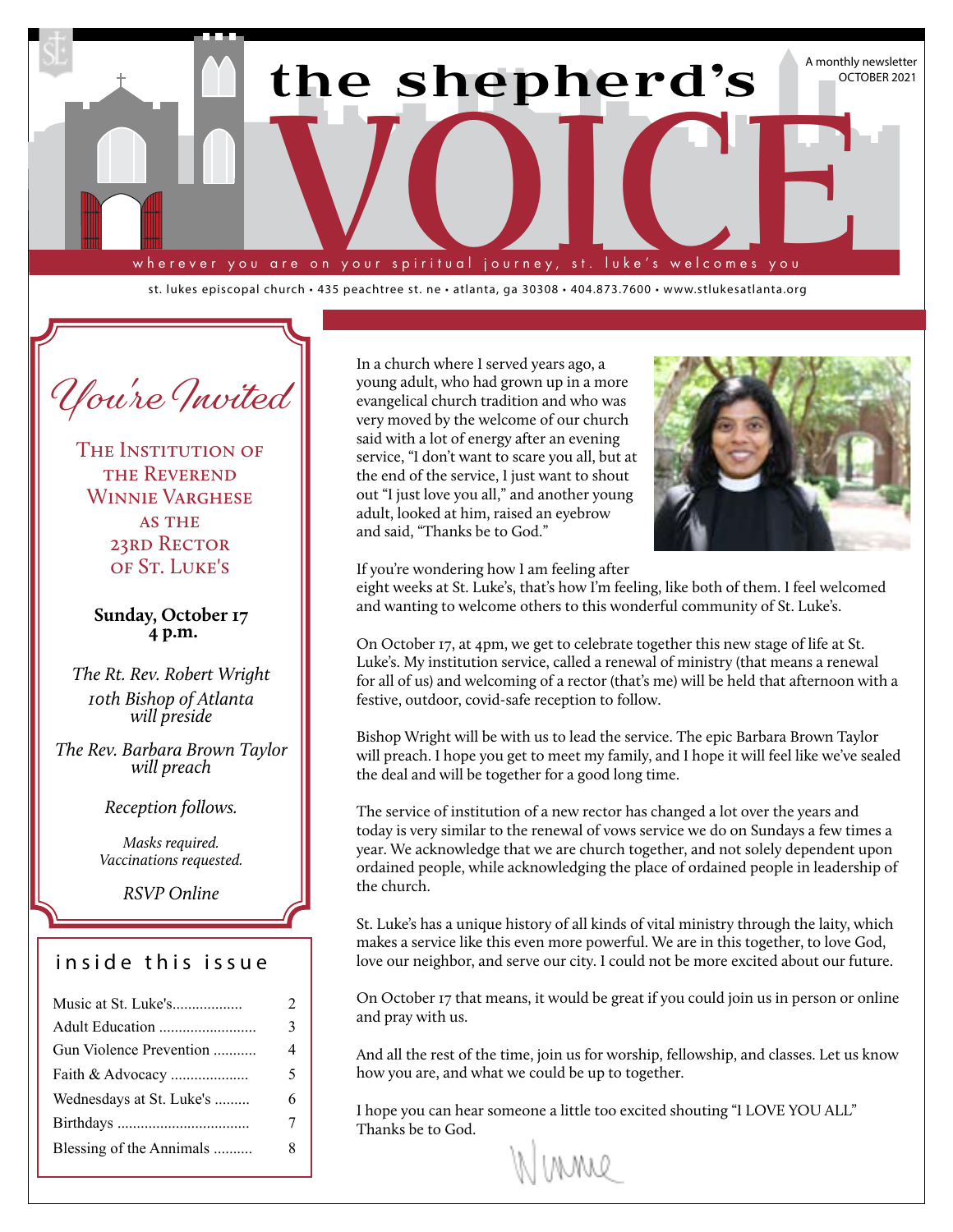# the shepherd's VOICE

A monthly newsletter
OCTOBER 2021

wherever you are on your spiritual journey, st. luke's welcomes you

st. lukes episcopal church • 435 peachtree st. ne • atlanta, ga 30308 • 404.873.7600 • www.stlukesatlanta.org

## *You're Invited*

### The Institution of the Reverend Winnie Varghese as the 23rd Rector of St. Luke's

**Sunday, October 17**
**4 p.m.**

*The Rt. Rev. Robert Wright*
*10th Bishop of Atlanta*
*will preside*

*The Rev. Barbara Brown Taylor*
*will preach*

*Reception follows.*

*Masks required.*
*Vaccinations requested.*

*RSVP Online*

## inside this issue

| | |
|---|---|
| Music at St. Luke's | 2 |
| Adult Education | 3 |
| Gun Violence Prevention | 4 |
| Faith & Advocacy | 5 |
| Wednesdays at St. Luke's | 6 |
| Birthdays | 7 |
| Blessing of the Annimals | 8 |

In a church where I served years ago, a young adult, who had grown up in a more evangelical church tradition and who was very moved by the welcome of our church said with a lot of energy after an evening service, "I don't want to scare you all, but at the end of the service, I just want to shout out "I just love you all," and another young adult, looked at him, raised an eyebrow and said, "Thanks be to God."

If you're wondering how I am feeling after eight weeks at St. Luke's, that's how I'm feeling, like both of them. I feel welcomed and wanting to welcome others to this wonderful community of St. Luke's.

On October 17, at 4pm, we get to celebrate together this new stage of life at St. Luke's. My institution service, called a renewal of ministry (that means a renewal for all of us) and welcoming of a rector (that's me) will be held that afternoon with a festive, outdoor, covid-safe reception to follow.

Bishop Wright will be with us to lead the service. The epic Barbara Brown Taylor will preach. I hope you get to meet my family, and I hope it will feel like we've sealed the deal and will be together for a good long time.

The service of institution of a new rector has changed a lot over the years and today is very similar to the renewal of vows service we do on Sundays a few times a year. We acknowledge that we are church together, and not solely dependent upon ordained people, while acknowledging the place of ordained people in leadership of the church.

St. Luke's has a unique history of all kinds of vital ministry through the laity, which makes a service like this even more powerful. We are in this together, to love God, love our neighbor, and serve our city. I could not be more excited about our future.

On October 17 that means, it would be great if you could join us in person or online and pray with us.

And all the rest of the time, join us for worship, fellowship, and classes. Let us know how you are, and what we could be up to together.

I hope you can hear someone a little too excited shouting "I LOVE YOU ALL" Thanks be to God.

Winnie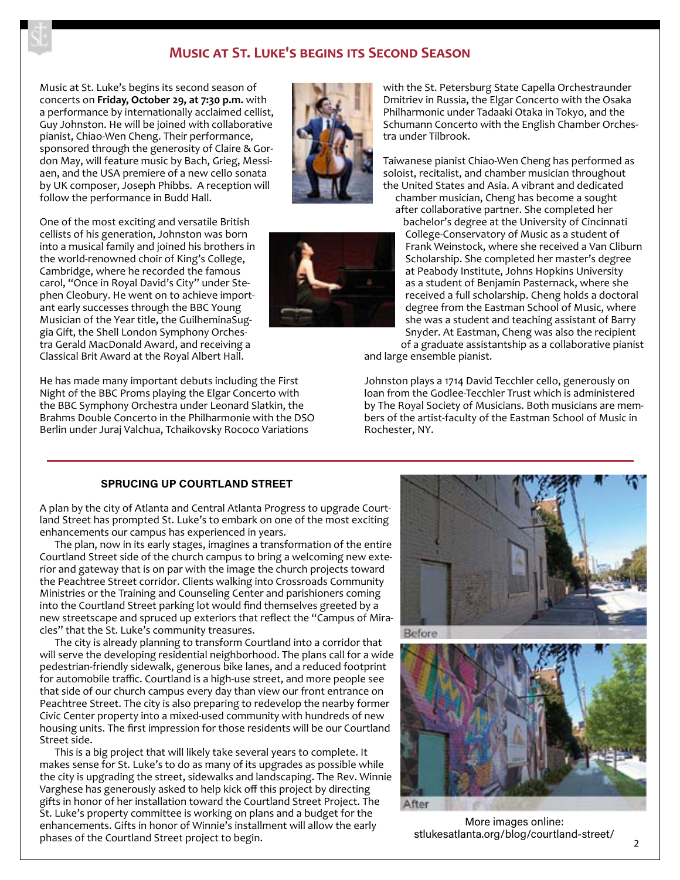## Music at St. Luke's begins its Second Season

Music at St. Luke's begins its second season of concerts on **Friday, October 29, at 7:30 p.m.** with a performance by internationally acclaimed cellist, Guy Johnston. He will be joined with collaborative pianist, Chiao-Wen Cheng. Their performance, sponsored through the generosity of Claire & Gordon May, will feature music by Bach, Grieg, Messiaen, and the USA premiere of a new cello sonata by UK composer, Joseph Phibbs. A reception will follow the performance in Budd Hall.

One of the most exciting and versatile British cellists of his generation, Johnston was born into a musical family and joined his brothers in the world-renowned choir of King's College, Cambridge, where he recorded the famous carol, "Once in Royal David's City" under Stephen Cleobury. He went on to achieve important early successes through the BBC Young Musician of the Year title, the GuilheminaSuggia Gift, the Shell London Symphony Orchestra Gerald MacDonald Award, and receiving a Classical Brit Award at the Royal Albert Hall.

He has made many important debuts including the First Night of the BBC Proms playing the Elgar Concerto with the BBC Symphony Orchestra under Leonard Slatkin, the Brahms Double Concerto in the Philharmonie with the DSO Berlin under Juraj Valchua, Tchaikovsky Rococo Variations with the St. Petersburg State Capella Orchestraunder Dmitriev in Russia, the Elgar Concerto with the Osaka Philharmonic under Tadaaki Otaka in Tokyo, and the Schumann Concerto with the English Chamber Orchestra under Tilbrook.

Taiwanese pianist Chiao-Wen Cheng has performed as soloist, recitalist, and chamber musician throughout the United States and Asia. A vibrant and dedicated chamber musician, Cheng has become a sought after collaborative partner. She completed her bachelor's degree at the University of Cincinnati College-Conservatory of Music as a student of Frank Weinstock, where she received a Van Cliburn Scholarship. She completed her master's degree at Peabody Institute, Johns Hopkins University as a student of Benjamin Pasternack, where she received a full scholarship. Cheng holds a doctoral degree from the Eastman School of Music, where she was a student and teaching assistant of Barry Snyder. At Eastman, Cheng was also the recipient of a graduate assistantship as a collaborative pianist and large ensemble pianist.

Johnston plays a 1714 David Tecchler cello, generously on loan from the Godlee-Tecchler Trust which is administered by The Royal Society of Musicians. Both musicians are members of the artist-faculty of the Eastman School of Music in Rochester, NY.

---

### SPRUCING UP COURTLAND STREET

A plan by the city of Atlanta and Central Atlanta Progress to upgrade Courtland Street has prompted St. Luke's to embark on one of the most exciting enhancements our campus has experienced in years.

The plan, now in its early stages, imagines a transformation of the entire Courtland Street side of the church campus to bring a welcoming new exterior and gateway that is on par with the image the church projects toward the Peachtree Street corridor. Clients walking into Crossroads Community Ministries or the Training and Counseling Center and parishioners coming into the Courtland Street parking lot would find themselves greeted by a new streetscape and spruced up exteriors that reflect the "Campus of Miracles" that the St. Luke's community treasures.

The city is already planning to transform Courtland into a corridor that will serve the developing residential neighborhood. The plans call for a wide pedestrian-friendly sidewalk, generous bike lanes, and a reduced footprint for automobile traffic. Courtland is a high-use street, and more people see that side of our church campus every day than view our front entrance on Peachtree Street. The city is also preparing to redevelop the nearby former Civic Center property into a mixed-used community with hundreds of new housing units. The first impression for those residents will be our Courtland Street side.

This is a big project that will likely take several years to complete. It makes sense for St. Luke's to do as many of its upgrades as possible while the city is upgrading the street, sidewalks and landscaping. The Rev. Winnie Varghese has generously asked to help kick off this project by directing gifts in honor of her installation toward the Courtland Street Project. The St. Luke's property committee is working on plans and a budget for the enhancements. Gifts in honor of Winnie's installment will allow the early phases of the Courtland Street project to begin.

Before

After

More images online: stlukesatlanta.org/blog/courtland-street/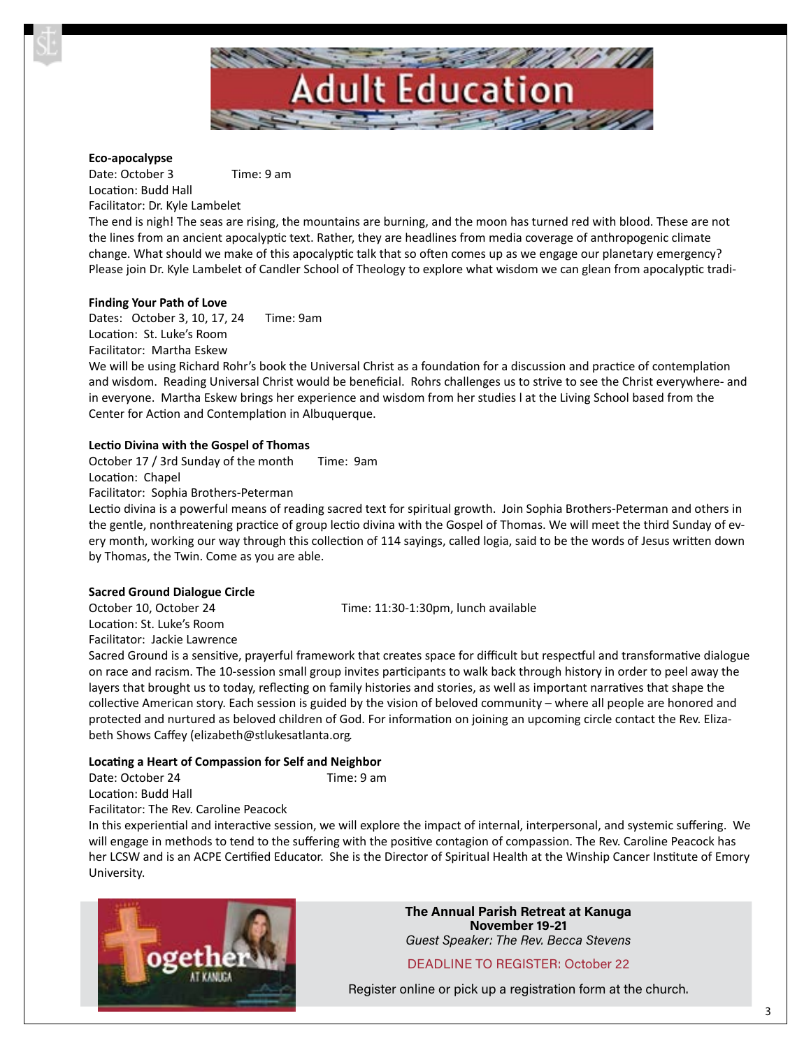# Adult Education

**Eco-apocalypse**
Date: October 3 Time: 9 am
Location: Budd Hall
Facilitator: Dr. Kyle Lambelet
The end is nigh! The seas are rising, the mountains are burning, and the moon has turned red with blood. These are not the lines from an ancient apocalyptic text. Rather, they are headlines from media coverage of anthropogenic climate change. What should we make of this apocalyptic talk that so often comes up as we engage our planetary emergency? Please join Dr. Kyle Lambelet of Candler School of Theology to explore what wisdom we can glean from apocalyptic tradi-

**Finding Your Path of Love**
Dates: October 3, 10, 17, 24 Time: 9am
Location: St. Luke's Room
Facilitator: Martha Eskew
We will be using Richard Rohr's book the Universal Christ as a foundation for a discussion and practice of contemplation and wisdom. Reading Universal Christ would be beneficial. Rohrs challenges us to strive to see the Christ everywhere- and in everyone. Martha Eskew brings her experience and wisdom from her studies l at the Living School based from the Center for Action and Contemplation in Albuquerque.

**Lectio Divina with the Gospel of Thomas**
October 17 / 3rd Sunday of the month Time: 9am
Location: Chapel
Facilitator: Sophia Brothers-Peterman
Lectio divina is a powerful means of reading sacred text for spiritual growth. Join Sophia Brothers-Peterman and others in the gentle, nonthreatening practice of group lectio divina with the Gospel of Thomas. We will meet the third Sunday of every month, working our way through this collection of 114 sayings, called logia, said to be the words of Jesus written down by Thomas, the Twin. Come as you are able.

**Sacred Ground Dialogue Circle**
October 10, October 24 Time: 11:30-1:30pm, lunch available
Location: St. Luke's Room
Facilitator: Jackie Lawrence
Sacred Ground is a sensitive, prayerful framework that creates space for difficult but respectful and transformative dialogue on race and racism. The 10-session small group invites participants to walk back through history in order to peel away the layers that brought us to today, reflecting on family histories and stories, as well as important narratives that shape the collective American story. Each session is guided by the vision of beloved community – where all people are honored and protected and nurtured as beloved children of God. For information on joining an upcoming circle contact the Rev. Elizabeth Shows Caffey (elizabeth@stlukesatlanta.org.

**Locating a Heart of Compassion for Self and Neighbor**
Date: October 24 Time: 9 am
Location: Budd Hall
Facilitator: The Rev. Caroline Peacock
In this experiential and interactive session, we will explore the impact of internal, interpersonal, and systemic suffering. We will engage in methods to tend to the suffering with the positive contagion of compassion. The Rev. Caroline Peacock has her LCSW and is an ACPE Certified Educator. She is the Director of Spiritual Health at the Winship Cancer Institute of Emory University.

**The Annual Parish Retreat at Kanuga**
**November 19-21**
*Guest Speaker: The Rev. Becca Stevens*

DEADLINE TO REGISTER: October 22

Register online or pick up a registration form at the church.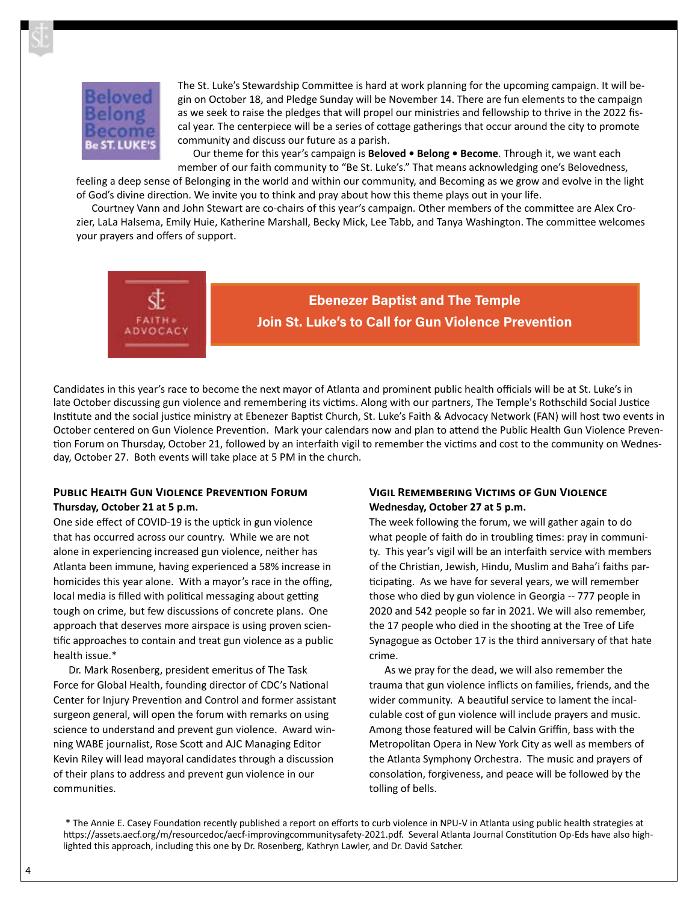Beloved Belong Become Be ST. LUKE'S

The St. Luke's Stewardship Committee is hard at work planning for the upcoming campaign. It will begin on October 18, and Pledge Sunday will be November 14. There are fun elements to the campaign as we seek to raise the pledges that will propel our ministries and fellowship to thrive in the 2022 fiscal year. The centerpiece will be a series of cottage gatherings that occur around the city to promote community and discuss our future as a parish.

Our theme for this year's campaign is **Beloved • Belong • Become**. Through it, we want each member of our faith community to "Be St. Luke's." That means acknowledging one's Belovedness, feeling a deep sense of Belonging in the world and within our community, and Becoming as we grow and evolve in the light of God's divine direction. We invite you to think and pray about how this theme plays out in your life.

Courtney Vann and John Stewart are co-chairs of this year's campaign. Other members of the committee are Alex Crozier, LaLa Halsema, Emily Huie, Katherine Marshall, Becky Mick, Lee Tabb, and Tanya Washington. The committee welcomes your prayers and offers of support.

FAITH + ADVOCACY

## Ebenezer Baptist and The Temple Join St. Luke's to Call for Gun Violence Prevention

Candidates in this year's race to become the next mayor of Atlanta and prominent public health officials will be at St. Luke's in late October discussing gun violence and remembering its victims. Along with our partners, The Temple's Rothschild Social Justice Institute and the social justice ministry at Ebenezer Baptist Church, St. Luke's Faith & Advocacy Network (FAN) will host two events in October centered on Gun Violence Prevention. Mark your calendars now and plan to attend the Public Health Gun Violence Prevention Forum on Thursday, October 21, followed by an interfaith vigil to remember the victims and cost to the community on Wednesday, October 27. Both events will take place at 5 PM in the church.

### Public Health Gun Violence Prevention Forum

**Thursday, October 21 at 5 p.m.**

One side effect of COVID-19 is the uptick in gun violence that has occurred across our country. While we are not alone in experiencing increased gun violence, neither has Atlanta been immune, having experienced a 58% increase in homicides this year alone. With a mayor's race in the offing, local media is filled with political messaging about getting tough on crime, but few discussions of concrete plans. One approach that deserves more airspace is using proven scientific approaches to contain and treat gun violence as a public health issue.*

Dr. Mark Rosenberg, president emeritus of The Task Force for Global Health, founding director of CDC's National Center for Injury Prevention and Control and former assistant surgeon general, will open the forum with remarks on using science to understand and prevent gun violence. Award winning WABE journalist, Rose Scott and AJC Managing Editor Kevin Riley will lead mayoral candidates through a discussion of their plans to address and prevent gun violence in our communities.

### Vigil Remembering Victims of Gun Violence

**Wednesday, October 27 at 5 p.m.**

The week following the forum, we will gather again to do what people of faith do in troubling times: pray in community. This year's vigil will be an interfaith service with members of the Christian, Jewish, Hindu, Muslim and Baha'i faiths participating. As we have for several years, we will remember those who died by gun violence in Georgia -- 777 people in 2020 and 542 people so far in 2021. We will also remember, the 17 people who died in the shooting at the Tree of Life Synagogue as October 17 is the third anniversary of that hate crime.

As we pray for the dead, we will also remember the trauma that gun violence inflicts on families, friends, and the wider community. A beautiful service to lament the incalculable cost of gun violence will include prayers and music. Among those featured will be Calvin Griffin, bass with the Metropolitan Opera in New York City as well as members of the Atlanta Symphony Orchestra. The music and prayers of consolation, forgiveness, and peace will be followed by the tolling of bells.

* The Annie E. Casey Foundation recently published a report on efforts to curb violence in NPU-V in Atlanta using public health strategies at https://assets.aecf.org/m/resourcedoc/aecf-improvingcommunitysafety-2021.pdf. Several Atlanta Journal Constitution Op-Eds have also highlighted this approach, including this one by Dr. Rosenberg, Kathryn Lawler, and Dr. David Satcher.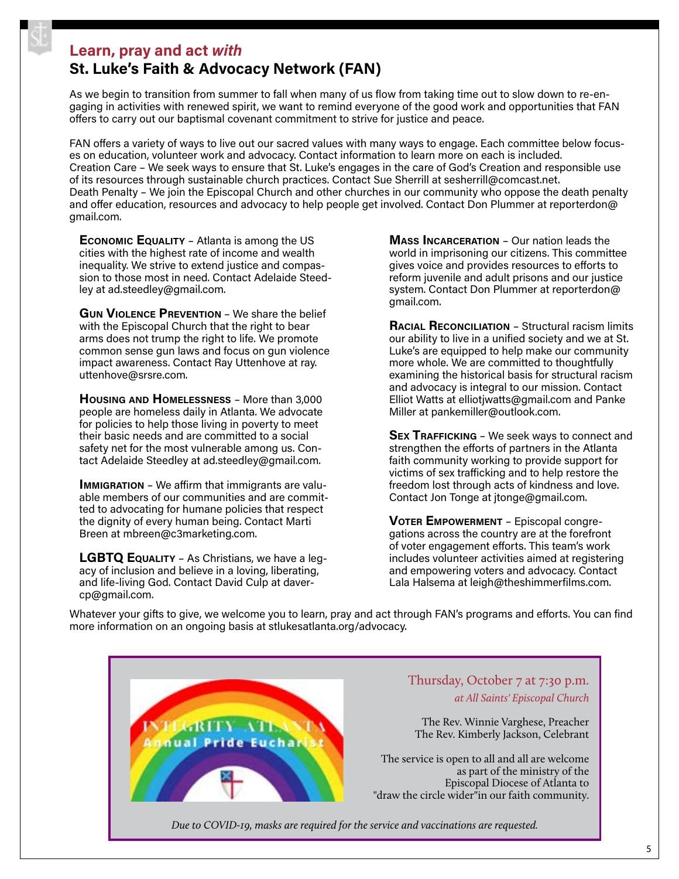## Learn, pray and act *with*

## St. Luke's Faith & Advocacy Network (FAN)

As we begin to transition from summer to fall when many of us flow from taking time out to slow down to re-engaging in activities with renewed spirit, we want to remind everyone of the good work and opportunities that FAN offers to carry out our baptismal covenant commitment to strive for justice and peace.

FAN offers a variety of ways to live out our sacred values with many ways to engage. Each committee below focuses on education, volunteer work and advocacy. Contact information to learn more on each is included.
Creation Care – We seek ways to ensure that St. Luke's engages in the care of God's Creation and responsible use of its resources through sustainable church practices. Contact Sue Sherrill at sesherrill@comcast.net.
Death Penalty – We join the Episcopal Church and other churches in our community who oppose the death penalty and offer education, resources and advocacy to help people get involved. Contact Don Plummer at reporterdon@gmail.com.

**Economic Equality** – Atlanta is among the US cities with the highest rate of income and wealth inequality. We strive to extend justice and compassion to those most in need. Contact Adelaide Steedley at ad.steedley@gmail.com.

**Gun Violence Prevention** – We share the belief with the Episcopal Church that the right to bear arms does not trump the right to life. We promote common sense gun laws and focus on gun violence impact awareness. Contact Ray Uttenhove at ray.uttenhove@srsre.com.

**Housing and Homelessness** – More than 3,000 people are homeless daily in Atlanta. We advocate for policies to help those living in poverty to meet their basic needs and are committed to a social safety net for the most vulnerable among us. Contact Adelaide Steedley at ad.steedley@gmail.com.

**Immigration** – We affirm that immigrants are valuable members of our communities and are committed to advocating for humane policies that respect the dignity of every human being. Contact Marti Breen at mbreen@c3marketing.com.

**LGBTQ Equality** – As Christians, we have a legacy of inclusion and believe in a loving, liberating, and life-living God. Contact David Culp at davercp@gmail.com.

**Mass Incarceration** – Our nation leads the world in imprisoning our citizens. This committee gives voice and provides resources to efforts to reform juvenile and adult prisons and our justice system. Contact Don Plummer at reporterdon@gmail.com.

**Racial Reconciliation** – Structural racism limits our ability to live in a unified society and we at St. Luke's are equipped to help make our community more whole. We are committed to thoughtfully examining the historical basis for structural racism and advocacy is integral to our mission. Contact Elliot Watts at elliotjwatts@gmail.com and Panke Miller at pankemiller@outlook.com.

**Sex Trafficking** – We seek ways to connect and strengthen the efforts of partners in the Atlanta faith community working to provide support for victims of sex trafficking and to help restore the freedom lost through acts of kindness and love. Contact Jon Tonge at jtonge@gmail.com.

**Voter Empowerment** – Episcopal congregations across the country are at the forefront of voter engagement efforts. This team's work includes volunteer activities aimed at registering and empowering voters and advocacy. Contact Lala Halsema at leigh@theshimmerfilms.com.

Whatever your gifts to give, we welcome you to learn, pray and act through FAN's programs and efforts. You can find more information on an ongoing basis at stlukesatlanta.org/advocacy.

---

Integrity Atlanta
Annual Pride Eucharist

Thursday, October 7 at 7:30 p.m.
*at All Saints' Episcopal Church*

The Rev. Winnie Varghese, Preacher
The Rev. Kimberly Jackson, Celebrant

The service is open to all and all are welcome as part of the ministry of the Episcopal Diocese of Atlanta to "draw the circle wider"in our faith community.

*Due to COVID-19, masks are required for the service and vaccinations are requested.*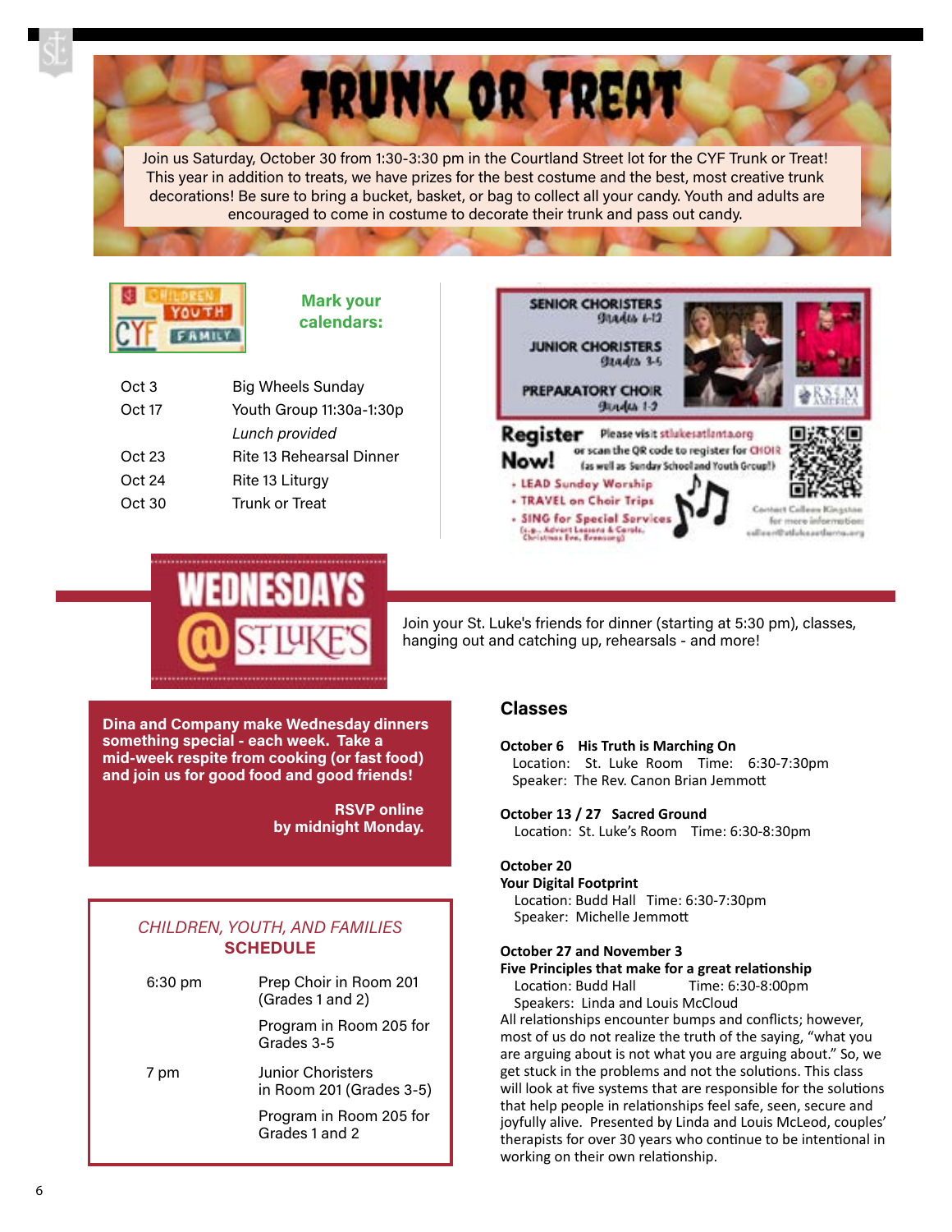# TRUNK OR TREAT

Join us Saturday, October 30 from 1:30-3:30 pm in the Courtland Street lot for the CYF Trunk or Treat! This year in addition to treats, we have prizes for the best costume and the best, most creative trunk decorations! Be sure to bring a bucket, basket, or bag to collect all your candy. Youth and adults are encouraged to come in costume to decorate their trunk and pass out candy.

**Mark your calendars:**

| | |
|---|---|
| Oct 3 | Big Wheels Sunday |
| Oct 17 | Youth Group 11:30a-1:30p *Lunch provided* |
| Oct 23 | Rite 13 Rehearsal Dinner |
| Oct 24 | Rite 13 Liturgy |
| Oct 30 | Trunk or Treat |

SENIOR CHORISTERS Grades 6-12

JUNIOR CHORISTERS Grades 3-5

PREPARATORY CHOIR Grades 1-2

**Register Now!** Please visit stlukesatlanta.org or scan the QR code to register for CHOIR (as well as Sunday School and Youth Group!)

- LEAD Sunday Worship
- TRAVEL on Choir Trips
- SING for Special Services (e.g., Advent Lessons & Carols, Christmas Eve, Evensong)

Contact Colleen Kingston for more information: colleen@stlukesatlanta.org

## WEDNESDAYS @ ST. LUKE'S

Join your St. Luke's friends for dinner (starting at 5:30 pm), classes, hanging out and catching up, rehearsals - and more!

**Dina and Company make Wednesday dinners something special - each week. Take a mid-week respite from cooking (or fast food) and join us for good food and good friends!**

**RSVP online by midnight Monday.**

*CHILDREN, YOUTH, AND FAMILIES*
**SCHEDULE**

| | |
|---|---|
| 6:30 pm | Prep Choir in Room 201 (Grades 1 and 2) |
| | Program in Room 205 for Grades 3-5 |
| 7 pm | Junior Choristers in Room 201 (Grades 3-5) |
| | Program in Room 205 for Grades 1 and 2 |

## Classes

**October 6 His Truth is Marching On**
Location: St. Luke Room Time: 6:30-7:30pm
Speaker: The Rev. Canon Brian Jemmott

**October 13 / 27 Sacred Ground**
Location: St. Luke's Room Time: 6:30-8:30pm

**October 20**
**Your Digital Footprint**
Location: Budd Hall Time: 6:30-7:30pm
Speaker: Michelle Jemmott

**October 27 and November 3**
**Five Principles that make for a great relationship**
Location: Budd Hall Time: 6:30-8:00pm
Speakers: Linda and Louis McCloud

All relationships encounter bumps and conflicts; however, most of us do not realize the truth of the saying, "what you are arguing about is not what you are arguing about." So, we get stuck in the problems and not the solutions. This class will look at five systems that are responsible for the solutions that help people in relationships feel safe, seen, secure and joyfully alive. Presented by Linda and Louis McLeod, couples' therapists for over 30 years who continue to be intentional in working on their own relationship.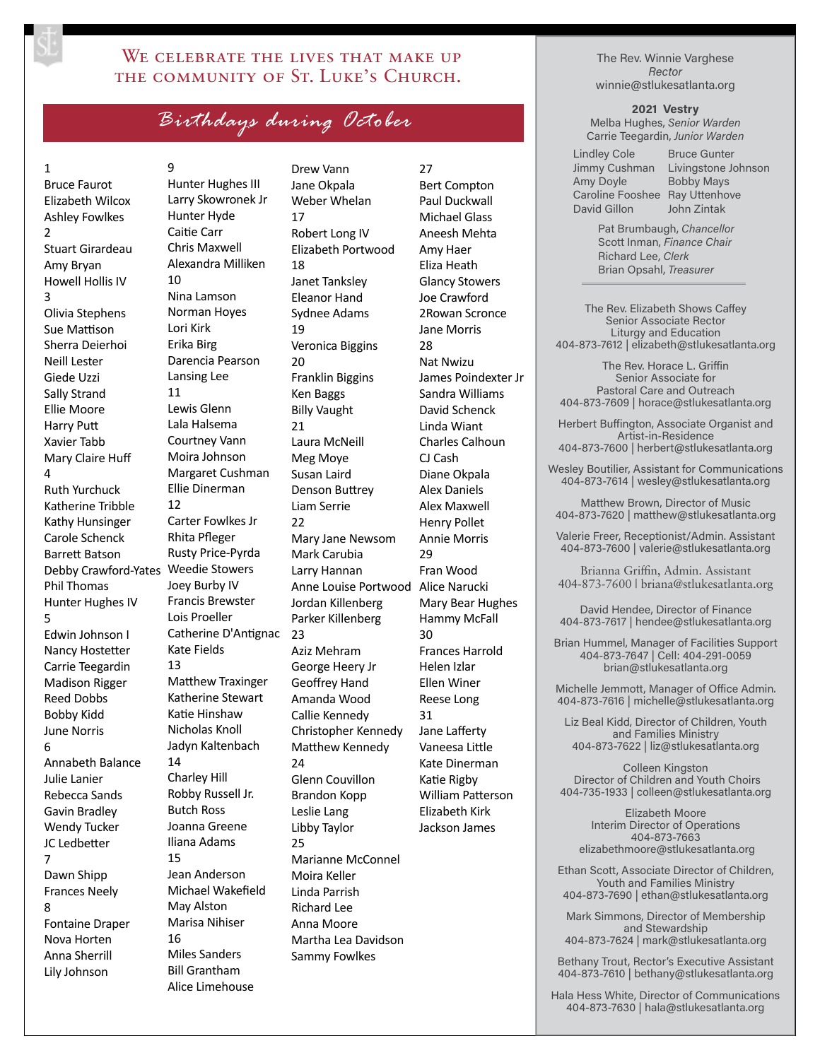# We celebrate the lives that make up the community of St. Luke's Church.

## Birthdays during October

**1**
Bruce Faurot
Elizabeth Wilcox
Ashley Fowlkes

**2**
Stuart Girardeau
Amy Bryan
Howell Hollis IV

**3**
Olivia Stephens
Sue Mattison
Sherra Deierhoi
Neill Lester
Giede Uzzi
Sally Strand
Ellie Moore
Harry Putt
Xavier Tabb
Mary Claire Huff

**4**
Ruth Yurchuck
Katherine Tribble
Kathy Hunsinger
Carole Schenck
Barrett Batson
Debby Crawford-Yates
Phil Thomas
Hunter Hughes IV

**5**
Edwin Johnson I
Nancy Hostetter
Carrie Teegardin
Madison Rigger
Reed Dobbs
Bobby Kidd
June Norris

**6**
Annabeth Balance
Julie Lanier
Rebecca Sands
Gavin Bradley
Wendy Tucker
JC Ledbetter

**7**
Dawn Shipp
Frances Neely

**8**
Fontaine Draper
Nova Horten
Anna Sherrill
Lily Johnson

**9**
Hunter Hughes III
Larry Skowronek Jr
Hunter Hyde
Caitie Carr
Chris Maxwell
Alexandra Milliken

**10**
Nina Lamson
Norman Hoyes
Lori Kirk
Erika Birg
Darencia Pearson
Lansing Lee

**11**
Lewis Glenn
Lala Halsema
Courtney Vann
Moira Johnson
Margaret Cushman
Ellie Dinerman

**12**
Carter Fowlkes Jr
Rhita Pfleger
Rusty Price-Pyrda
Weedie Stowers
Joey Burby IV
Francis Brewster
Lois Proeller
Catherine D'Antignac
Kate Fields

**13**
Matthew Traxinger
Katherine Stewart
Katie Hinshaw
Nicholas Knoll
Jadyn Kaltenbach

**14**
Charley Hill
Robby Russell Jr.
Butch Ross
Joanna Greene
Iliana Adams

**15**
Jean Anderson
Michael Wakefield
May Alston
Marisa Nihiser

**16**
Miles Sanders
Bill Grantham
Alice Limehouse
Drew Vann
Jane Okpala
Weber Whelan

**17**
Robert Long IV
Elizabeth Portwood

**18**
Janet Tanksley
Eleanor Hand
Sydnee Adams

**19**
Veronica Biggins

**20**
Franklin Biggins
Ken Baggs
Billy Vaught

**21**
Laura McNeill
Meg Moye
Susan Laird
Denson Buttrey
Liam Serrie

**22**
Mary Jane Newsom
Mark Carubia
Larry Hannan
Anne Louise Portwood
Jordan Killenberg
Parker Killenberg

**23**
Aziz Mehram
George Heery Jr
Geoffrey Hand
Amanda Wood
Callie Kennedy
Christopher Kennedy
Matthew Kennedy

**24**
Glenn Couvillon
Brandon Kopp
Leslie Lang
Libby Taylor

**25**
Marianne McConnel
Moira Keller
Linda Parrish
Richard Lee
Anna Moore
Martha Lea Davidson
Sammy Fowlkes

**27**
Bert Compton
Paul Duckwall
Michael Glass
Aneesh Mehta
Amy Haer
Eliza Heath
Glancy Stowers
Joe Crawford
2Rowan Scronce
Jane Morris

**28**
Nat Nwizu
James Poindexter Jr
Sandra Williams
David Schenck
Linda Wiant
Charles Calhoun
CJ Cash
Diane Okpala
Alex Daniels
Alex Maxwell
Henry Pollet
Annie Morris

**29**
Fran Wood
Alice Narucki
Mary Bear Hughes
Hammy McFall

**30**
Frances Harrold
Helen Izlar
Ellen Winer
Reese Long

**31**
Jane Lafferty
Vaneesa Little
Kate Dinerman
Katie Rigby
William Patterson
Elizabeth Kirk
Jackson James

---

The Rev. Winnie Varghese
*Rector*
winnie@stlukesatlanta.org

**2021 Vestry**
Melba Hughes, *Senior Warden*
Carrie Teegardin, *Junior Warden*

Lindley Cole
Jimmy Cushman
Amy Doyle
Caroline Fooshee
David Gillon
Bruce Gunter
Livingstone Johnson
Bobby Mays
Ray Uttenhove
John Zintak

Pat Brumbaugh, *Chancellor*
Scott Inman, *Finance Chair*
Richard Lee, *Clerk*
Brian Opsahl, *Treasurer*

The Rev. Elizabeth Shows Caffey
Senior Associate Rector
Liturgy and Education
404-873-7612 | elizabeth@stlukesatlanta.org

The Rev. Horace L. Griffin
Senior Associate for
Pastoral Care and Outreach
404-873-7609 | horace@stlukesatlanta.org

Herbert Buffington, Associate Organist and Artist-in-Residence
404-873-7600 | herbert@stlukesatlanta.org

Wesley Boutilier, Assistant for Communications
404-873-7614 | wesley@stlukesatlanta.org

Matthew Brown, Director of Music
404-873-7620 | matthew@stlukesatlanta.org

Valerie Freer, Receptionist/Admin. Assistant
404-873-7600 | valerie@stlukesatlanta.org

Brianna Griffin, Admin. Assistant
404-873-7600 | briana@stlukesatlanta.org

David Hendee, Director of Finance
404-873-7617 | hendee@stlukesatlanta.org

Brian Hummel, Manager of Facilities Support
404-873-7647 | Cell: 404-291-0059
brian@stlukesatlanta.org

Michelle Jemmott, Manager of Office Admin.
404-873-7616 | michelle@stlukesatlanta.org

Liz Beal Kidd, Director of Children, Youth and Families Ministry
404-873-7622 | liz@stlukesatlanta.org

Colleen Kingston
Director of Children and Youth Choirs
404-735-1933 | colleen@stlukesatlanta.org

Elizabeth Moore
Interim Director of Operations
404-873-7663
elizabethmoore@stlukesatlanta.org

Ethan Scott, Associate Director of Children, Youth and Families Ministry
404-873-7690 | ethan@stlukesatlanta.org

Mark Simmons, Director of Membership and Stewardship
404-873-7624 | mark@stlukesatlanta.org

Bethany Trout, Rector's Executive Assistant
404-873-7610 | bethany@stlukesatlanta.org

Hala Hess White, Director of Communications
404-873-7630 | hala@stlukesatlanta.org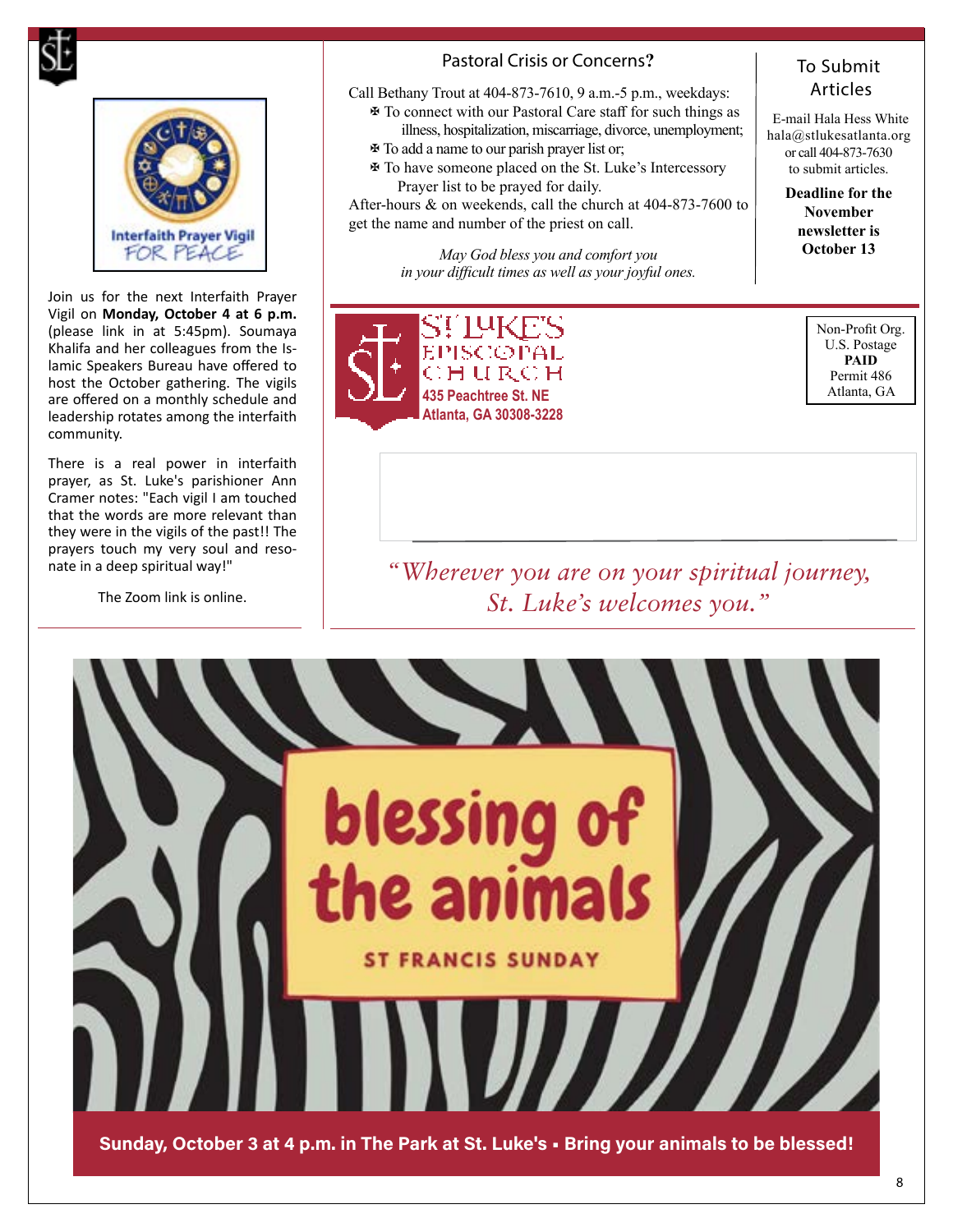Interfaith Prayer Vigil FOR PEACE

Join us for the next Interfaith Prayer Vigil on **Monday, October 4 at 6 p.m.** (please link in at 5:45pm). Soumaya Khalifa and her colleagues from the Islamic Speakers Bureau have offered to host the October gathering. The vigils are offered on a monthly schedule and leadership rotates among the interfaith community.

There is a real power in interfaith prayer, as St. Luke's parishioner Ann Cramer notes: "Each vigil I am touched that the words are more relevant than they were in the vigils of the past!! The prayers touch my very soul and resonate in a deep spiritual way!"

The Zoom link is online.

## Pastoral Crisis or Concerns?

Call Bethany Trout at 404-873-7610, 9 a.m.-5 p.m., weekdays:

- ✠ To connect with our Pastoral Care staff for such things as illness, hospitalization, miscarriage, divorce, unemployment;
- ✠ To add a name to our parish prayer list or;
- ✠ To have someone placed on the St. Luke's Intercessory Prayer list to be prayed for daily.

After-hours & on weekends, call the church at 404-873-7600 to get the name and number of the priest on call.

*May God bless you and comfort you in your difficult times as well as your joyful ones.*

## To Submit Articles

E-mail Hala Hess White hala@stlukesatlanta.org or call 404-873-7630 to submit articles.

**Deadline for the November newsletter is October 13**

St. Luke's Episcopal Church
435 Peachtree St. NE
Atlanta, GA 30308-3228

Non-Profit Org.
U.S. Postage
**PAID**
Permit 486
Atlanta, GA

*"Wherever you are on your spiritual journey, St. Luke's welcomes you."*

# blessing of the animals

**ST FRANCIS SUNDAY**

**Sunday, October 3 at 4 p.m. in The Park at St. Luke's ▪ Bring your animals to be blessed!**